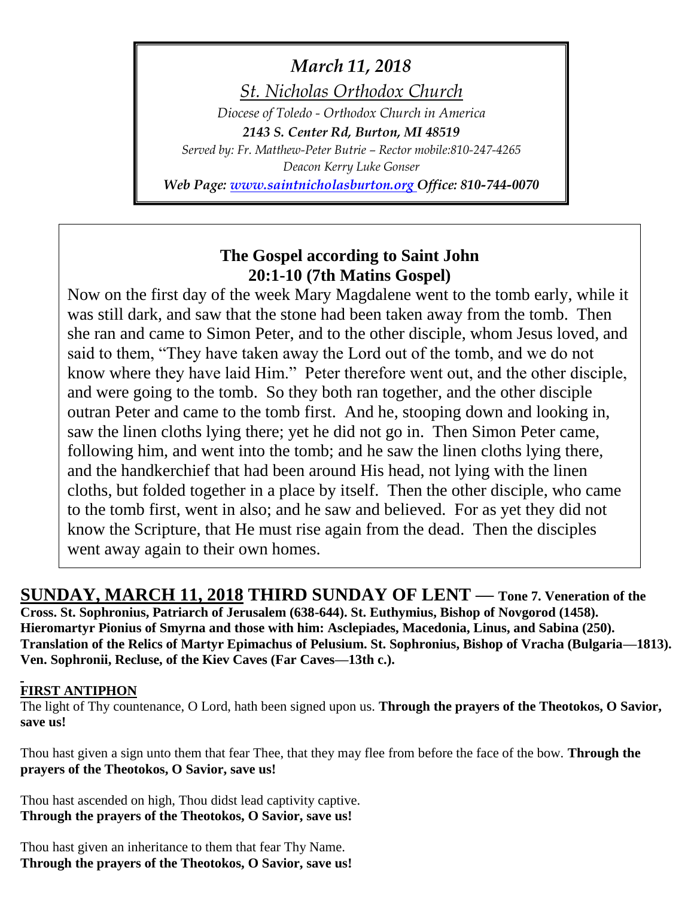*March 11, 2018*

*St. Nicholas Orthodox Church*

*Diocese of Toledo - Orthodox Church in America*

***2143 S. Center Rd, Burton, MI 48519***

*Served by: Fr. Matthew-Peter Butrie – Rector mobile:810-247-4265*

*Deacon Kerry Luke Gonser*

***Web Page: www.saintnicholasburton.org Office: 810-744-0070***

**The Gospel according to Saint John 20:1-10 (7th Matins Gospel)**

Now on the first day of the week Mary Magdalene went to the tomb early, while it was still dark, and saw that the stone had been taken away from the tomb. Then she ran and came to Simon Peter, and to the other disciple, whom Jesus loved, and said to them, "They have taken away the Lord out of the tomb, and we do not know where they have laid Him." Peter therefore went out, and the other disciple, and were going to the tomb. So they both ran together, and the other disciple outran Peter and came to the tomb first. And he, stooping down and looking in, saw the linen cloths lying there; yet he did not go in. Then Simon Peter came, following him, and went into the tomb; and he saw the linen cloths lying there, and the handkerchief that had been around His head, not lying with the linen cloths, but folded together in a place by itself. Then the other disciple, who came to the tomb first, went in also; and he saw and believed. For as yet they did not know the Scripture, that He must rise again from the dead. Then the disciples went away again to their own homes.

**SUNDAY, MARCH 11, 2018 THIRD SUNDAY OF LENT — Tone 7. Veneration of the Cross. St. Sophronius, Patriarch of Jerusalem (638-644). St. Euthymius, Bishop of Novgorod (1458). Hieromartyr Pionius of Smyrna and those with him: Asclepiades, Macedonia, Linus, and Sabina (250). Translation of the Relics of Martyr Epimachus of Pelusium. St. Sophronius, Bishop of Vracha (Bulgaria—1813). Ven. Sophronii, Recluse, of the Kiev Caves (Far Caves—13th c.).**

**FIRST ANTIPHON**

The light of Thy countenance, O Lord, hath been signed upon us. **Through the prayers of the Theotokos, O Savior, save us!**

Thou hast given a sign unto them that fear Thee, that they may flee from before the face of the bow. **Through the prayers of the Theotokos, O Savior, save us!**

Thou hast ascended on high, Thou didst lead captivity captive.
**Through the prayers of the Theotokos, O Savior, save us!**

Thou hast given an inheritance to them that fear Thy Name.
**Through the prayers of the Theotokos, O Savior, save us!**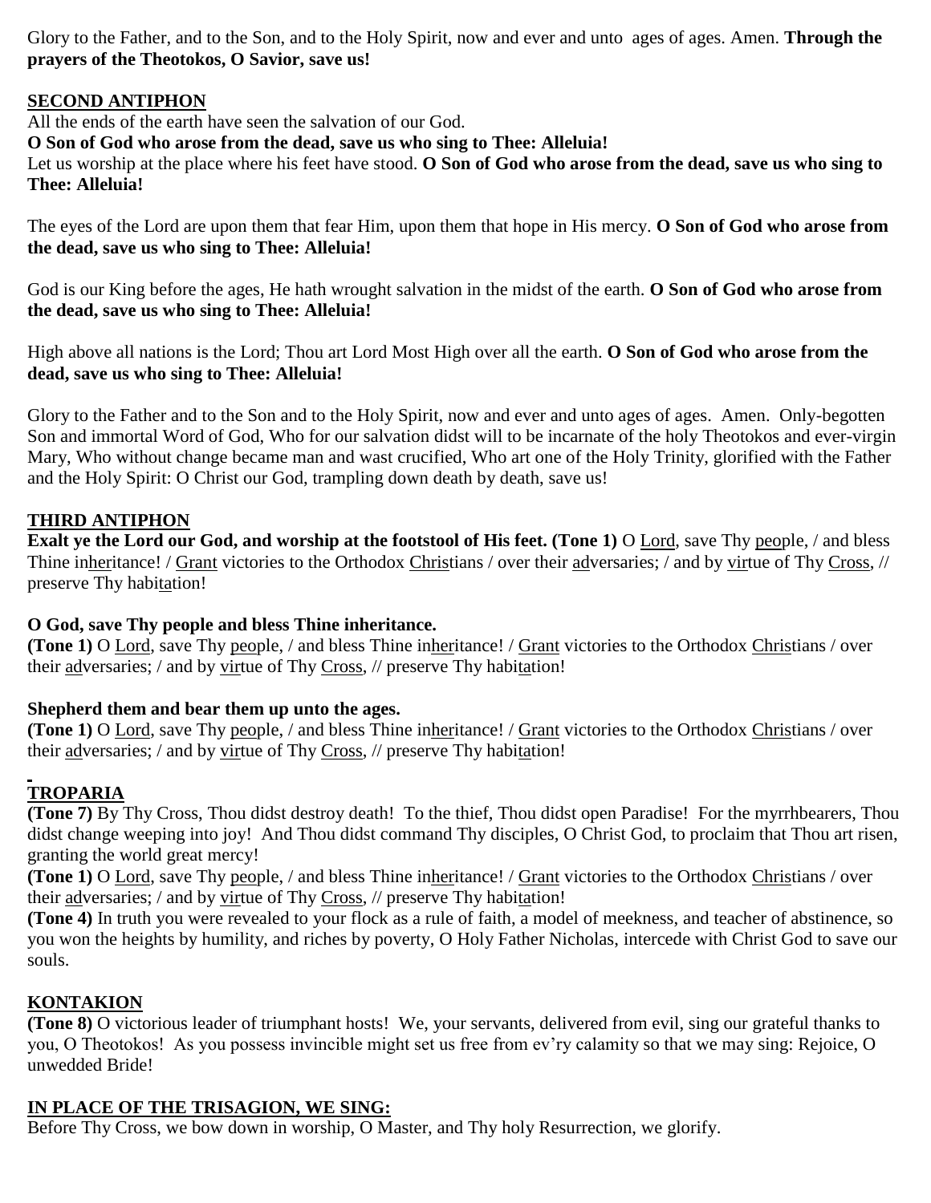Glory to the Father, and to the Son, and to the Holy Spirit, now and ever and unto ages of ages. Amen. **Through the prayers of the Theotokos, O Savior, save us!**

## SECOND ANTIPHON

All the ends of the earth have seen the salvation of our God.

**O Son of God who arose from the dead, save us who sing to Thee: Alleluia!**

Let us worship at the place where his feet have stood. **O Son of God who arose from the dead, save us who sing to Thee: Alleluia!**

The eyes of the Lord are upon them that fear Him, upon them that hope in His mercy. **O Son of God who arose from the dead, save us who sing to Thee: Alleluia!**

God is our King before the ages, He hath wrought salvation in the midst of the earth. **O Son of God who arose from the dead, save us who sing to Thee: Alleluia!**

High above all nations is the Lord; Thou art Lord Most High over all the earth. **O Son of God who arose from the dead, save us who sing to Thee: Alleluia!**

Glory to the Father and to the Son and to the Holy Spirit, now and ever and unto ages of ages. Amen. Only-begotten Son and immortal Word of God, Who for our salvation didst will to be incarnate of the holy Theotokos and ever-virgin Mary, Who without change became man and wast crucified, Who art one of the Holy Trinity, glorified with the Father and the Holy Spirit: O Christ our God, trampling down death by death, save us!

## THIRD ANTIPHON

**Exalt ye the Lord our God, and worship at the footstool of His feet. (Tone 1)** O Lord, save Thy people, / and bless Thine inheritance! / Grant victories to the Orthodox Christians / over their adversaries; / and by virtue of Thy Cross, // preserve Thy habitation!

**O God, save Thy people and bless Thine inheritance.**

**(Tone 1)** O Lord, save Thy people, / and bless Thine inheritance! / Grant victories to the Orthodox Christians / over their adversaries; / and by virtue of Thy Cross, // preserve Thy habitation!

**Shepherd them and bear them up unto the ages.**

**(Tone 1)** O Lord, save Thy people, / and bless Thine inheritance! / Grant victories to the Orthodox Christians / over their adversaries; / and by virtue of Thy Cross, // preserve Thy habitation!

## TROPARIA

**(Tone 7)** By Thy Cross, Thou didst destroy death! To the thief, Thou didst open Paradise! For the myrrhbearers, Thou didst change weeping into joy! And Thou didst command Thy disciples, O Christ God, to proclaim that Thou art risen, granting the world great mercy!

**(Tone 1)** O Lord, save Thy people, / and bless Thine inheritance! / Grant victories to the Orthodox Christians / over their adversaries; / and by virtue of Thy Cross, // preserve Thy habitation!

**(Tone 4)** In truth you were revealed to your flock as a rule of faith, a model of meekness, and teacher of abstinence, so you won the heights by humility, and riches by poverty, O Holy Father Nicholas, intercede with Christ God to save our souls.

## KONTAKION

**(Tone 8)** O victorious leader of triumphant hosts! We, your servants, delivered from evil, sing our grateful thanks to you, O Theotokos! As you possess invincible might set us free from ev'ry calamity so that we may sing: Rejoice, O unwedded Bride!

## IN PLACE OF THE TRISAGION, WE SING:

Before Thy Cross, we bow down in worship, O Master, and Thy holy Resurrection, we glorify.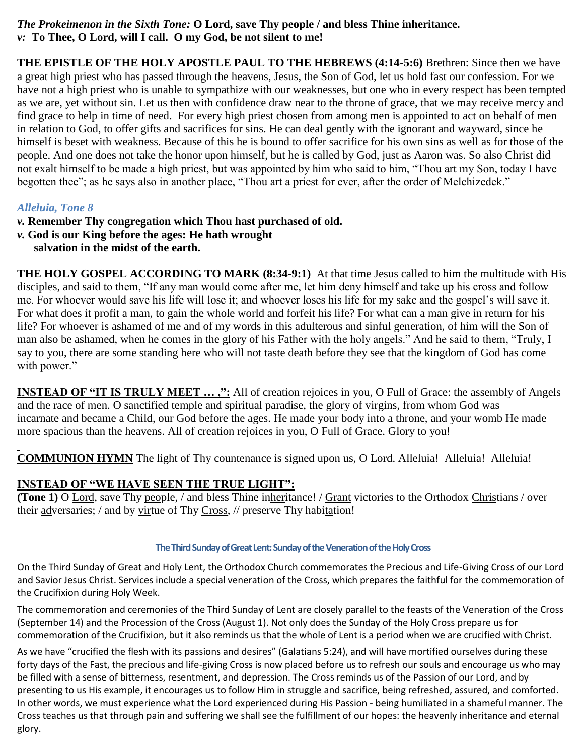***The Prokeimenon in the Sixth Tone:*** **O Lord, save Thy people / and bless Thine inheritance.**
***v:*** **To Thee, O Lord, will I call. O my God, be not silent to me!**

**THE EPISTLE OF THE HOLY APOSTLE PAUL TO THE HEBREWS (4:14-5:6)** Brethren: Since then we have a great high priest who has passed through the heavens, Jesus, the Son of God, let us hold fast our confession. For we have not a high priest who is unable to sympathize with our weaknesses, but one who in every respect has been tempted as we are, yet without sin. Let us then with confidence draw near to the throne of grace, that we may receive mercy and find grace to help in time of need. For every high priest chosen from among men is appointed to act on behalf of men in relation to God, to offer gifts and sacrifices for sins. He can deal gently with the ignorant and wayward, since he himself is beset with weakness. Because of this he is bound to offer sacrifice for his own sins as well as for those of the people. And one does not take the honor upon himself, but he is called by God, just as Aaron was. So also Christ did not exalt himself to be made a high priest, but was appointed by him who said to him, "Thou art my Son, today I have begotten thee"; as he says also in another place, "Thou art a priest for ever, after the order of Melchizedek."

*Alleluia, Tone 8*

***v.*** **Remember Thy congregation which Thou hast purchased of old.**
***v.*** **God is our King before the ages: He hath wrought salvation in the midst of the earth.**

**THE HOLY GOSPEL ACCORDING TO MARK (8:34-9:1)** At that time Jesus called to him the multitude with His disciples, and said to them, "If any man would come after me, let him deny himself and take up his cross and follow me. For whoever would save his life will lose it; and whoever loses his life for my sake and the gospel's will save it. For what does it profit a man, to gain the whole world and forfeit his life? For what can a man give in return for his life? For whoever is ashamed of me and of my words in this adulterous and sinful generation, of him will the Son of man also be ashamed, when he comes in the glory of his Father with the holy angels." And he said to them, "Truly, I say to you, there are some standing here who will not taste death before they see that the kingdom of God has come with power."

**INSTEAD OF "IT IS TRULY MEET … ,":** All of creation rejoices in you, O Full of Grace: the assembly of Angels and the race of men. O sanctified temple and spiritual paradise, the glory of virgins, from whom God was incarnate and became a Child, our God before the ages. He made your body into a throne, and your womb He made more spacious than the heavens. All of creation rejoices in you, O Full of Grace. Glory to you!

**COMMUNION HYMN** The light of Thy countenance is signed upon us, O Lord. Alleluia! Alleluia! Alleluia!

**INSTEAD OF "WE HAVE SEEN THE TRUE LIGHT":**
**(Tone 1)** O Lord, save Thy people, / and bless Thine inheritance! / Grant victories to the Orthodox Christians / over their adversaries; / and by virtue of Thy Cross, // preserve Thy habitation!

### The Third Sunday of Great Lent: Sunday of the Veneration of the Holy Cross

On the Third Sunday of Great and Holy Lent, the Orthodox Church commemorates the Precious and Life-Giving Cross of our Lord and Savior Jesus Christ. Services include a special veneration of the Cross, which prepares the faithful for the commemoration of the Crucifixion during Holy Week.

The commemoration and ceremonies of the Third Sunday of Lent are closely parallel to the feasts of the Veneration of the Cross (September 14) and the Procession of the Cross (August 1). Not only does the Sunday of the Holy Cross prepare us for commemoration of the Crucifixion, but it also reminds us that the whole of Lent is a period when we are crucified with Christ.

As we have "crucified the flesh with its passions and desires" (Galatians 5:24), and will have mortified ourselves during these forty days of the Fast, the precious and life-giving Cross is now placed before us to refresh our souls and encourage us who may be filled with a sense of bitterness, resentment, and depression. The Cross reminds us of the Passion of our Lord, and by presenting to us His example, it encourages us to follow Him in struggle and sacrifice, being refreshed, assured, and comforted. In other words, we must experience what the Lord experienced during His Passion - being humiliated in a shameful manner. The Cross teaches us that through pain and suffering we shall see the fulfillment of our hopes: the heavenly inheritance and eternal glory.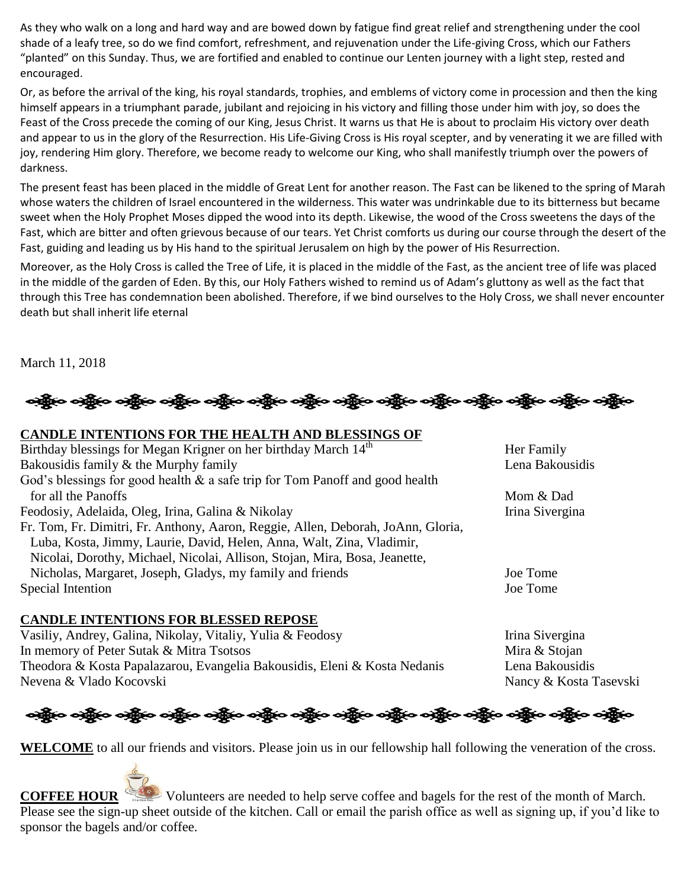As they who walk on a long and hard way and are bowed down by fatigue find great relief and strengthening under the cool shade of a leafy tree, so do we find comfort, refreshment, and rejuvenation under the Life-giving Cross, which our Fathers "planted" on this Sunday. Thus, we are fortified and enabled to continue our Lenten journey with a light step, rested and encouraged.

Or, as before the arrival of the king, his royal standards, trophies, and emblems of victory come in procession and then the king himself appears in a triumphant parade, jubilant and rejoicing in his victory and filling those under him with joy, so does the Feast of the Cross precede the coming of our King, Jesus Christ. It warns us that He is about to proclaim His victory over death and appear to us in the glory of the Resurrection. His Life-Giving Cross is His royal scepter, and by venerating it we are filled with joy, rendering Him glory. Therefore, we become ready to welcome our King, who shall manifestly triumph over the powers of darkness.

The present feast has been placed in the middle of Great Lent for another reason. The Fast can be likened to the spring of Marah whose waters the children of Israel encountered in the wilderness. This water was undrinkable due to its bitterness but became sweet when the Holy Prophet Moses dipped the wood into its depth. Likewise, the wood of the Cross sweetens the days of the Fast, which are bitter and often grievous because of our tears. Yet Christ comforts us during our course through the desert of the Fast, guiding and leading us by His hand to the spiritual Jerusalem on high by the power of His Resurrection.

Moreover, as the Holy Cross is called the Tree of Life, it is placed in the middle of the Fast, as the ancient tree of life was placed in the middle of the garden of Eden. By this, our Holy Fathers wished to remind us of Adam's gluttony as well as the fact that through this Tree has condemnation been abolished. Therefore, if we bind ourselves to the Holy Cross, we shall never encounter death but shall inherit life eternal

March 11, 2018

## CANDLE INTENTIONS FOR THE HEALTH AND BLESSINGS OF

| Intention | Offered by |
|---|---|
| Birthday blessings for Megan Krigner on her birthday March 14th | Her Family |
| Bakousidis family & the Murphy family | Lena Bakousidis |
| God's blessings for good health & a safe trip for Tom Panoff and good health for all the Panoffs | Mom & Dad |
| Feodosiy, Adelaida, Oleg, Irina, Galina & Nikolay | Irina Sivergina |
| Fr. Tom, Fr. Dimitri, Fr. Anthony, Aaron, Reggie, Allen, Deborah, JoAnn, Gloria, Luba, Kosta, Jimmy, Laurie, David, Helen, Anna, Walt, Zina, Vladimir, Nicolai, Dorothy, Michael, Nicolai, Allison, Stojan, Mira, Bosa, Jeanette, Nicholas, Margaret, Joseph, Gladys, my family and friends | Joe Tome |
| Special Intention | Joe Tome |

## CANDLE INTENTIONS FOR BLESSED REPOSE

| Intention | Offered by |
|---|---|
| Vasiliy, Andrey, Galina, Nikolay, Vitaliy, Yulia & Feodosy | Irina Sivergina |
| In memory of Peter Sutak & Mitra Tsotsos | Mira & Stojan |
| Theodora & Kosta Papalazarou, Evangelia Bakousidis, Eleni & Kosta Nedanis | Lena Bakousidis |
| Nevena & Vlado Kocovski | Nancy & Kosta Tasevski |

**WELCOME** to all our friends and visitors. Please join us in our fellowship hall following the veneration of the cross.

**COFFEE HOUR** Volunteers are needed to help serve coffee and bagels for the rest of the month of March. Please see the sign-up sheet outside of the kitchen. Call or email the parish office as well as signing up, if you'd like to sponsor the bagels and/or coffee.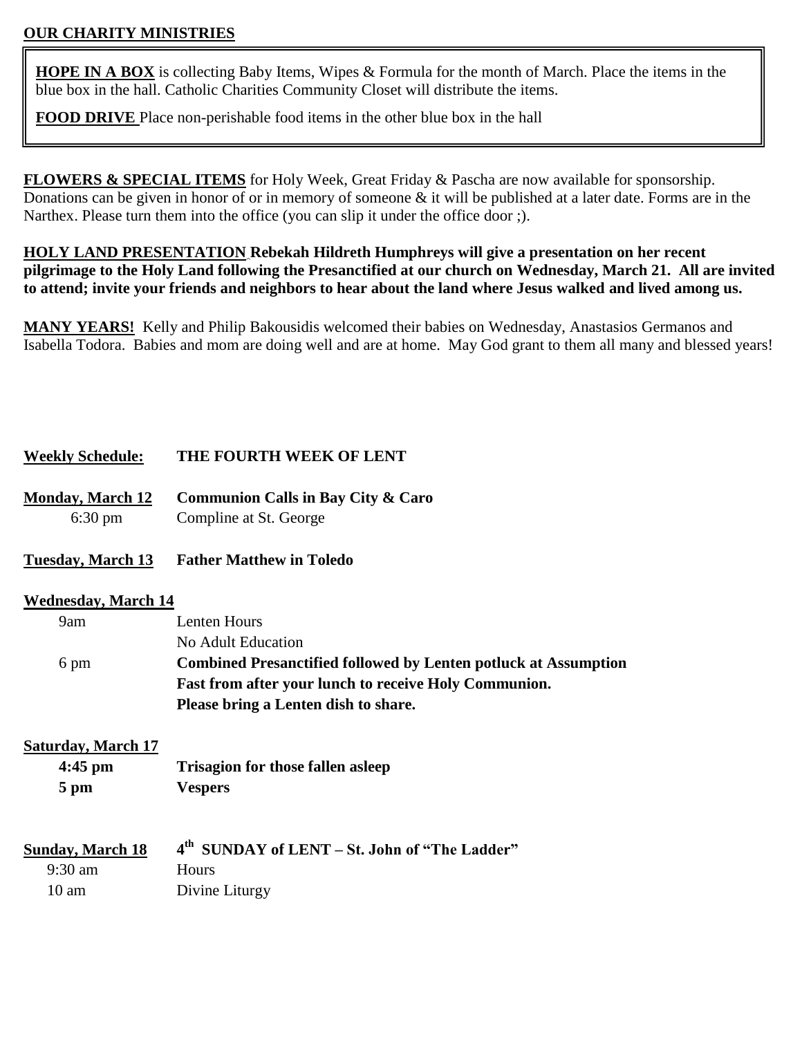## OUR CHARITY MINISTRIES

**HOPE IN A BOX** is collecting Baby Items, Wipes & Formula for the month of March. Place the items in the blue box in the hall. Catholic Charities Community Closet will distribute the items.

**FOOD DRIVE** Place non-perishable food items in the other blue box in the hall

**FLOWERS & SPECIAL ITEMS** for Holy Week, Great Friday & Pascha are now available for sponsorship. Donations can be given in honor of or in memory of someone & it will be published at a later date. Forms are in the Narthex. Please turn them into the office (you can slip it under the office door ;).

**HOLY LAND PRESENTATION Rebekah Hildreth Humphreys will give a presentation on her recent pilgrimage to the Holy Land following the Presanctified at our church on Wednesday, March 21. All are invited to attend; invite your friends and neighbors to hear about the land where Jesus walked and lived among us.**

**MANY YEARS!** Kelly and Philip Bakousidis welcomed their babies on Wednesday, Anastasios Germanos and Isabella Todora. Babies and mom are doing well and are at home. May God grant to them all many and blessed years!

**Weekly Schedule:** **THE FOURTH WEEK OF LENT**

**Monday, March 12** — **Communion Calls in Bay City & Caro**
- 6:30 pm — Compline at St. George

**Tuesday, March 13** — **Father Matthew in Toledo**

**Wednesday, March 14**
- 9am — Lenten Hours
- No Adult Education
- 6 pm — **Combined Presanctified followed by Lenten potluck at Assumption**
  **Fast from after your lunch to receive Holy Communion.**
  **Please bring a Lenten dish to share.**

**Saturday, March 17**
- **4:45 pm** — **Trisagion for those fallen asleep**
- **5 pm** — **Vespers**

**Sunday, March 18** — **4th SUNDAY of LENT – St. John of "The Ladder"**
- 9:30 am — Hours
- 10 am — Divine Liturgy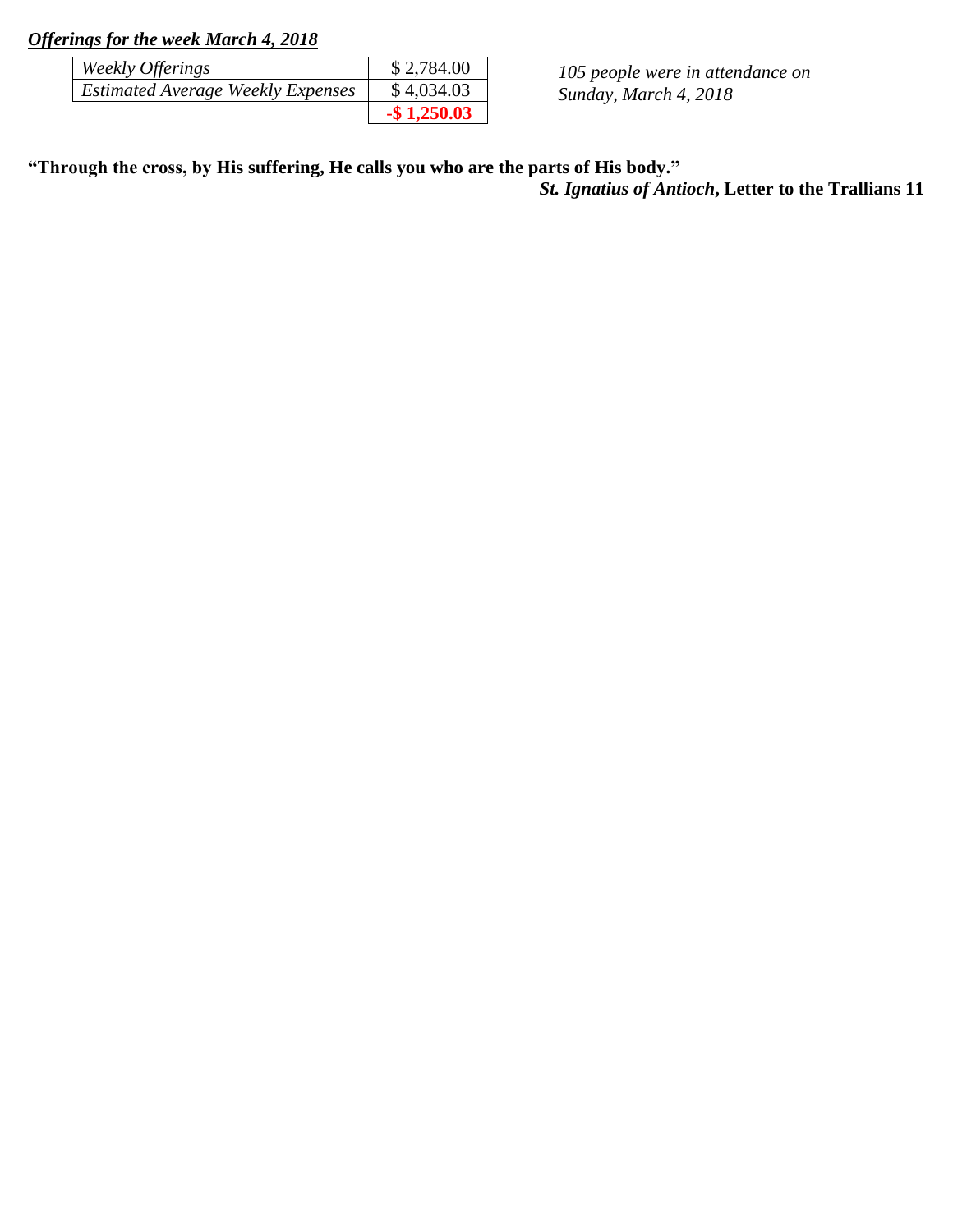***Offerings for the week March 4, 2018***

| | |
|---|---|
| *Weekly Offerings* | $ 2,784.00 |
| *Estimated Average Weekly Expenses* | $ 4,034.03 |
| | **-$ 1,250.03** |

*105 people were in attendance on Sunday, March 4, 2018*

**"Through the cross, by His suffering, He calls you who are the parts of His body."**

***St. Ignatius of Antioch*, Letter to the Trallians 11**